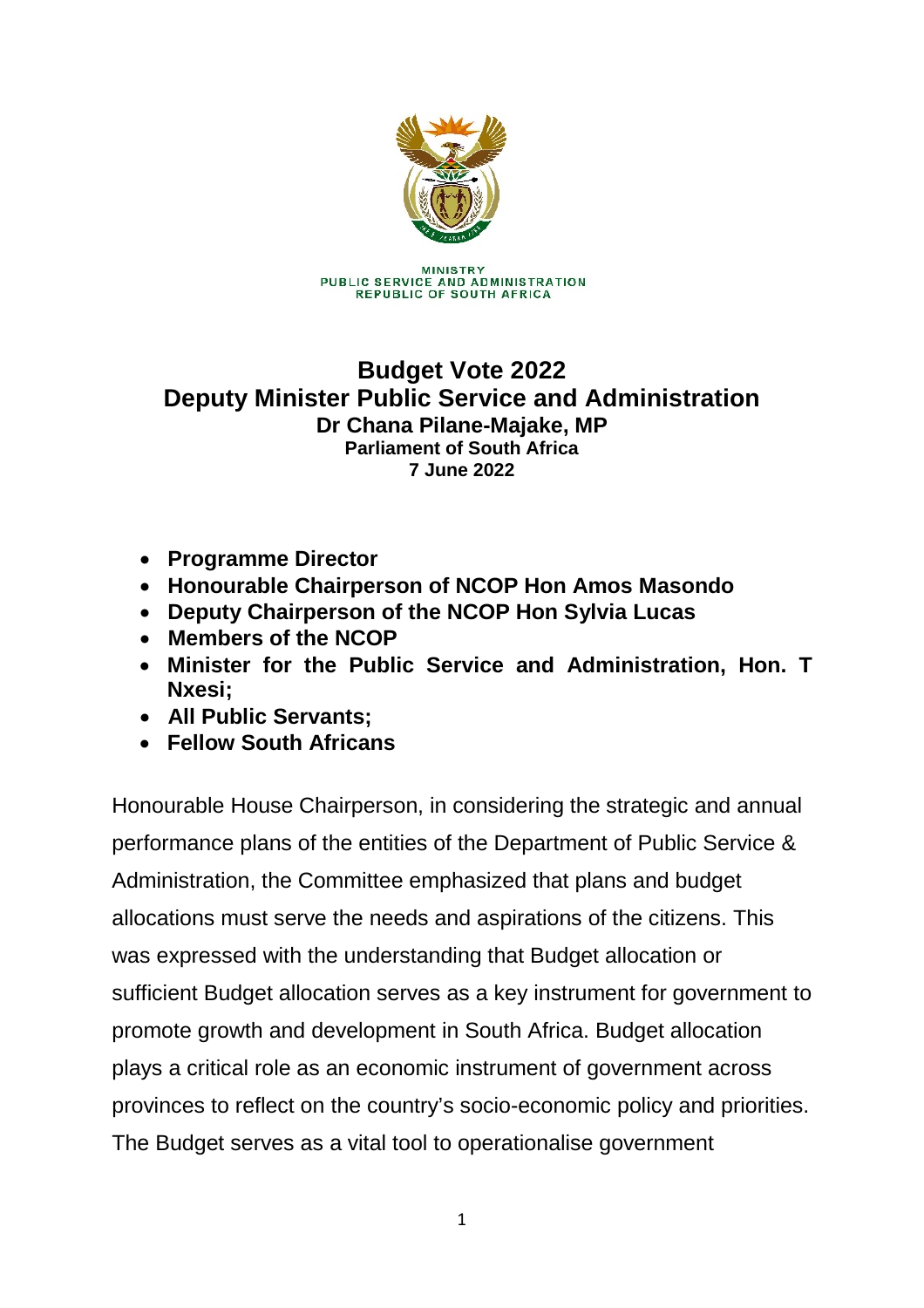MINISTRY
PUBLIC SERVICE AND ADMINISTRATION
REPUBLIC OF SOUTH AFRICA

# Budget Vote 2022
## Deputy Minister Public Service and Administration
### Dr Chana Pilane-Majake, MP
**Parliament of South Africa**
**7 June 2022**

- **Programme Director**
- **Honourable Chairperson of NCOP Hon Amos Masondo**
- **Deputy Chairperson of the NCOP Hon Sylvia Lucas**
- **Members of the NCOP**
- **Minister for the Public Service and Administration, Hon. T Nxesi;**
- **All Public Servants;**
- **Fellow South Africans**

Honourable House Chairperson, in considering the strategic and annual performance plans of the entities of the Department of Public Service & Administration, the Committee emphasized that plans and budget allocations must serve the needs and aspirations of the citizens. This was expressed with the understanding that Budget allocation or sufficient Budget allocation serves as a key instrument for government to promote growth and development in South Africa. Budget allocation plays a critical role as an economic instrument of government across provinces to reflect on the country's socio-economic policy and priorities. The Budget serves as a vital tool to operationalise government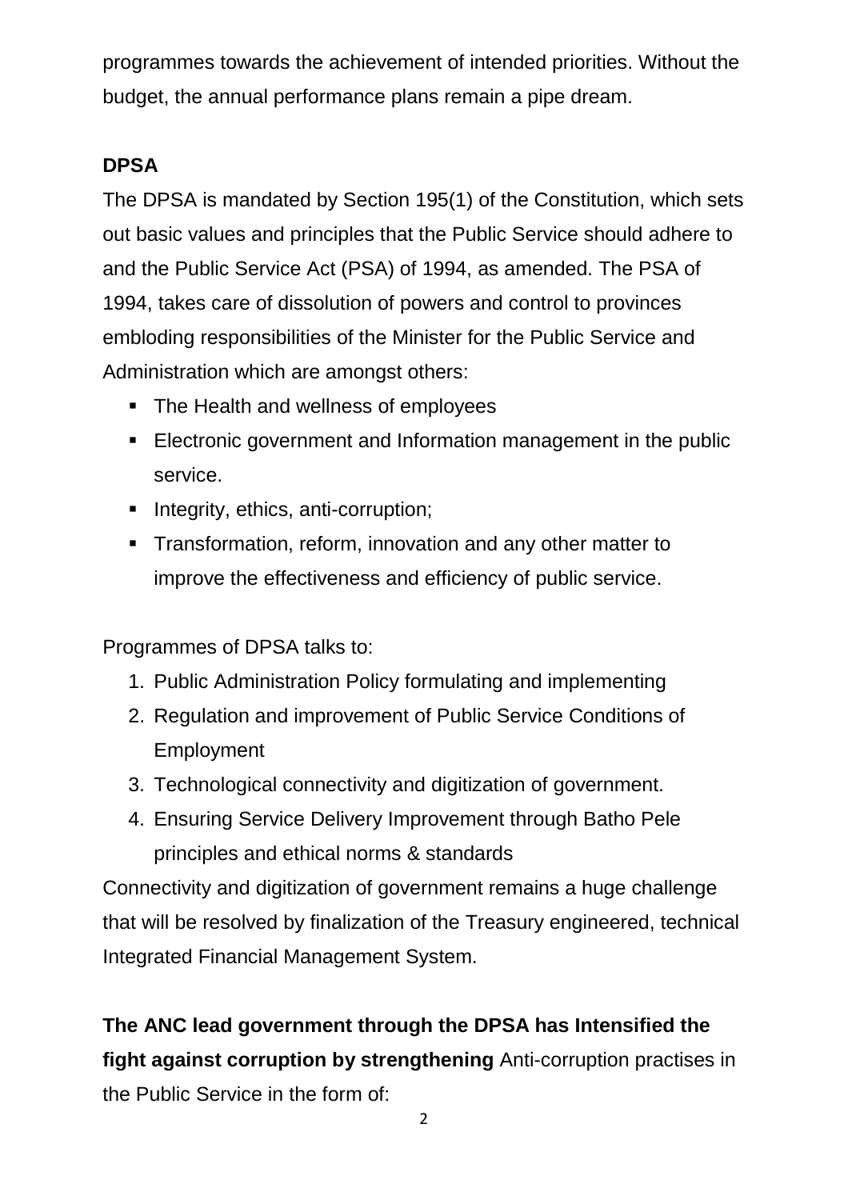programmes towards the achievement of intended priorities. Without the budget, the annual performance plans remain a pipe dream.

**DPSA**

The DPSA is mandated by Section 195(1) of the Constitution, which sets out basic values and principles that the Public Service should adhere to and the Public Service Act (PSA) of 1994, as amended. The PSA of 1994, takes care of dissolution of powers and control to provinces embloding responsibilities of the Minister for the Public Service and Administration which are amongst others:

- The Health and wellness of employees
- Electronic government and Information management in the public service.
- Integrity, ethics, anti-corruption;
- Transformation, reform, innovation and any other matter to improve the effectiveness and efficiency of public service.

Programmes of DPSA talks to:

1. Public Administration Policy formulating and implementing
2. Regulation and improvement of Public Service Conditions of Employment
3. Technological connectivity and digitization of government.
4. Ensuring Service Delivery Improvement through Batho Pele principles and ethical norms & standards

Connectivity and digitization of government remains a huge challenge that will be resolved by finalization of the Treasury engineered, technical Integrated Financial Management System.

**The ANC lead government through the DPSA has Intensified the fight against corruption by strengthening** Anti-corruption practises in the Public Service in the form of: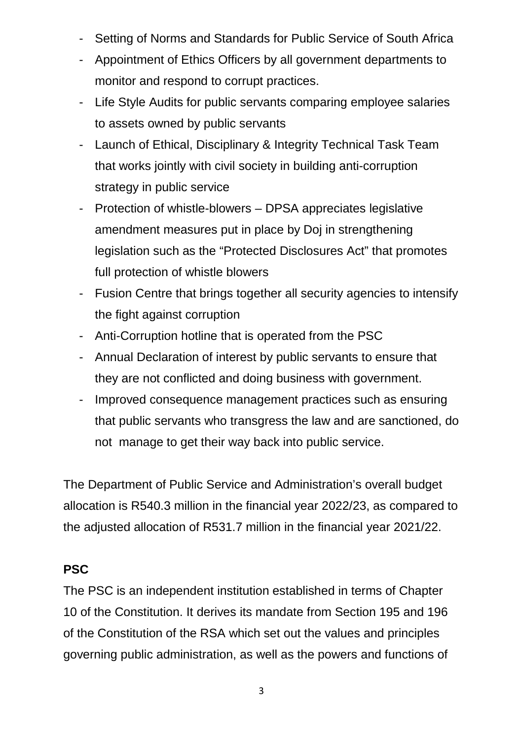- Setting of Norms and Standards for Public Service of South Africa
- Appointment of Ethics Officers by all government departments to monitor and respond to corrupt practices.
- Life Style Audits for public servants comparing employee salaries to assets owned by public servants
- Launch of Ethical, Disciplinary & Integrity Technical Task Team that works jointly with civil society in building anti-corruption strategy in public service
- Protection of whistle-blowers – DPSA appreciates legislative amendment measures put in place by Doj in strengthening legislation such as the "Protected Disclosures Act" that promotes full protection of whistle blowers
- Fusion Centre that brings together all security agencies to intensify the fight against corruption
- Anti-Corruption hotline that is operated from the PSC
- Annual Declaration of interest by public servants to ensure that they are not conflicted and doing business with government.
- Improved consequence management practices such as ensuring that public servants who transgress the law and are sanctioned, do not manage to get their way back into public service.

The Department of Public Service and Administration's overall budget allocation is R540.3 million in the financial year 2022/23, as compared to the adjusted allocation of R531.7 million in the financial year 2021/22.

**PSC**

The PSC is an independent institution established in terms of Chapter 10 of the Constitution. It derives its mandate from Section 195 and 196 of the Constitution of the RSA which set out the values and principles governing public administration, as well as the powers and functions of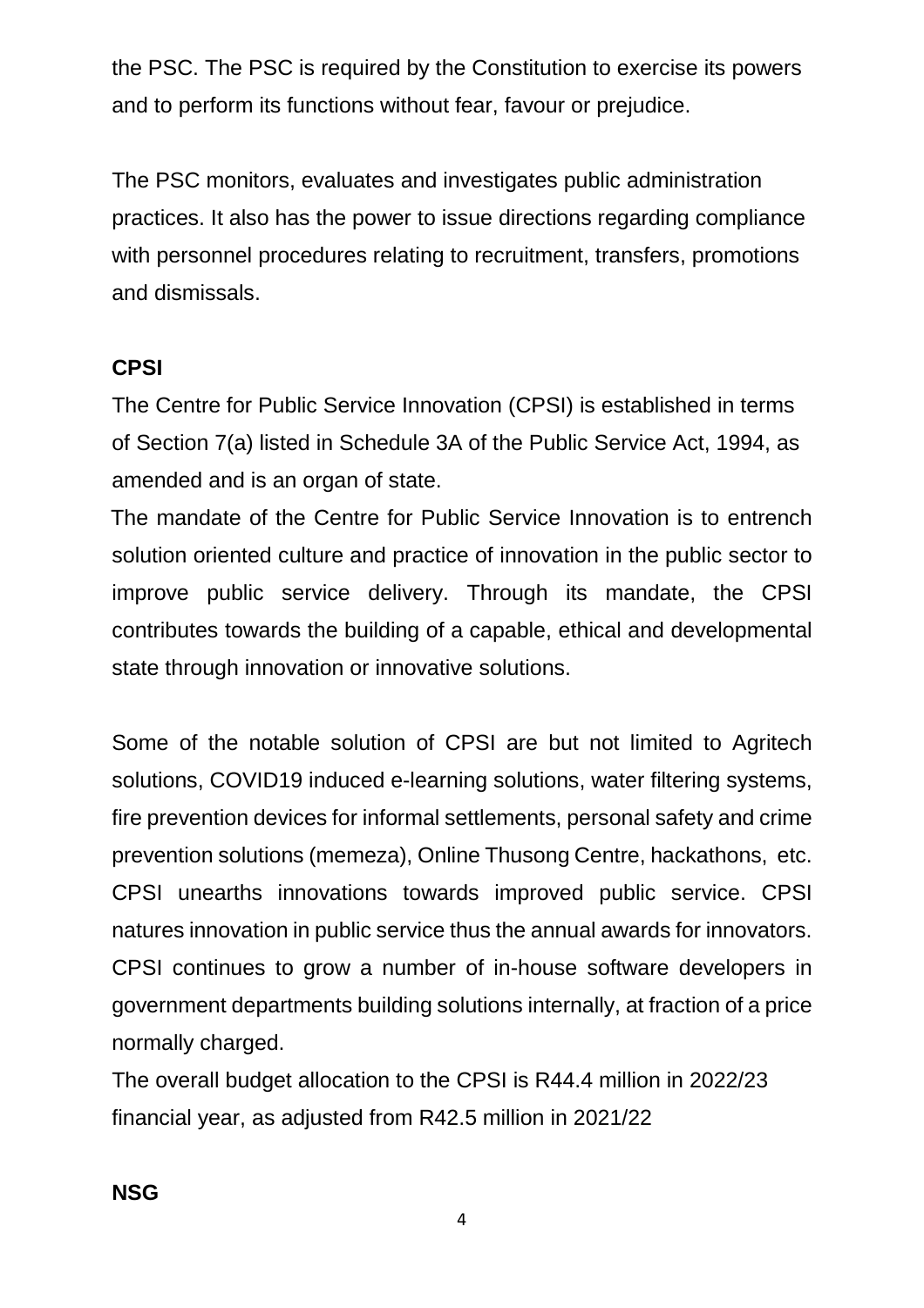the PSC. The PSC is required by the Constitution to exercise its powers and to perform its functions without fear, favour or prejudice.

The PSC monitors, evaluates and investigates public administration practices. It also has the power to issue directions regarding compliance with personnel procedures relating to recruitment, transfers, promotions and dismissals.

**CPSI**

The Centre for Public Service Innovation (CPSI) is established in terms of Section 7(a) listed in Schedule 3A of the Public Service Act, 1994, as amended and is an organ of state.

The mandate of the Centre for Public Service Innovation is to entrench solution oriented culture and practice of innovation in the public sector to improve public service delivery. Through its mandate, the CPSI contributes towards the building of a capable, ethical and developmental state through innovation or innovative solutions.

Some of the notable solution of CPSI are but not limited to Agritech solutions, COVID19 induced e-learning solutions, water filtering systems, fire prevention devices for informal settlements, personal safety and crime prevention solutions (memeza), Online Thusong Centre, hackathons, etc. CPSI unearths innovations towards improved public service. CPSI natures innovation in public service thus the annual awards for innovators. CPSI continues to grow a number of in-house software developers in government departments building solutions internally, at fraction of a price normally charged.

The overall budget allocation to the CPSI is R44.4 million in 2022/23 financial year, as adjusted from R42.5 million in 2021/22

**NSG**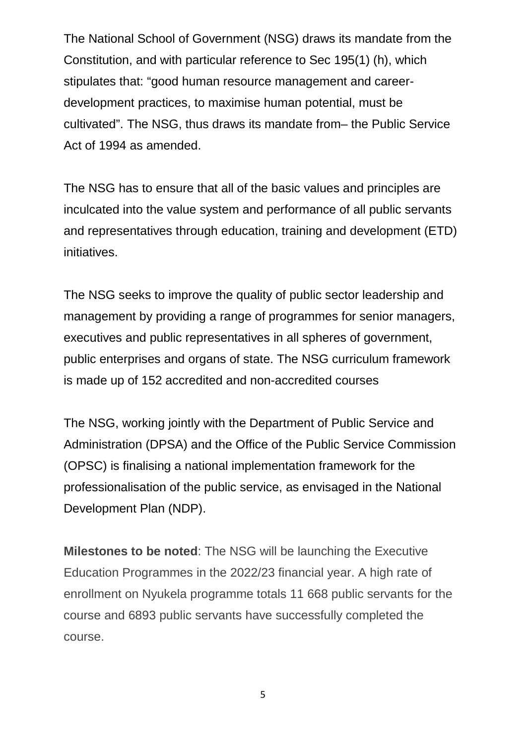The National School of Government (NSG) draws its mandate from the Constitution, and with particular reference to Sec 195(1) (h), which stipulates that: "good human resource management and career-development practices, to maximise human potential, must be cultivated". The NSG, thus draws its mandate from– the Public Service Act of 1994 as amended.

The NSG has to ensure that all of the basic values and principles are inculcated into the value system and performance of all public servants and representatives through education, training and development (ETD) initiatives.

The NSG seeks to improve the quality of public sector leadership and management by providing a range of programmes for senior managers, executives and public representatives in all spheres of government, public enterprises and organs of state. The NSG curriculum framework is made up of 152 accredited and non-accredited courses

The NSG, working jointly with the Department of Public Service and Administration (DPSA) and the Office of the Public Service Commission (OPSC) is finalising a national implementation framework for the professionalisation of the public service, as envisaged in the National Development Plan (NDP).

**Milestones to be noted**: The NSG will be launching the Executive Education Programmes in the 2022/23 financial year. A high rate of enrollment on Nyukela programme totals 11 668 public servants for the course and 6893 public servants have successfully completed the course.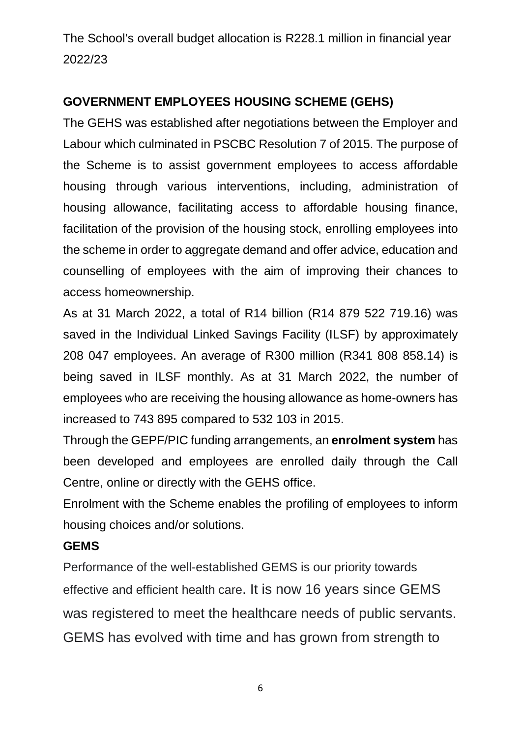The School's overall budget allocation is R228.1 million in financial year 2022/23

## GOVERNMENT EMPLOYEES HOUSING SCHEME (GEHS)

The GEHS was established after negotiations between the Employer and Labour which culminated in PSCBC Resolution 7 of 2015. The purpose of the Scheme is to assist government employees to access affordable housing through various interventions, including, administration of housing allowance, facilitating access to affordable housing finance, facilitation of the provision of the housing stock, enrolling employees into the scheme in order to aggregate demand and offer advice, education and counselling of employees with the aim of improving their chances to access homeownership.

As at 31 March 2022, a total of R14 billion (R14 879 522 719.16) was saved in the Individual Linked Savings Facility (ILSF) by approximately 208 047 employees. An average of R300 million (R341 808 858.14) is being saved in ILSF monthly. As at 31 March 2022, the number of employees who are receiving the housing allowance as home-owners has increased to 743 895 compared to 532 103 in 2015.

Through the GEPF/PIC funding arrangements, an **enrolment system** has been developed and employees are enrolled daily through the Call Centre, online or directly with the GEHS office.

Enrolment with the Scheme enables the profiling of employees to inform housing choices and/or solutions.

## GEMS

Performance of the well-established GEMS is our priority towards effective and efficient health care. It is now 16 years since GEMS was registered to meet the healthcare needs of public servants. GEMS has evolved with time and has grown from strength to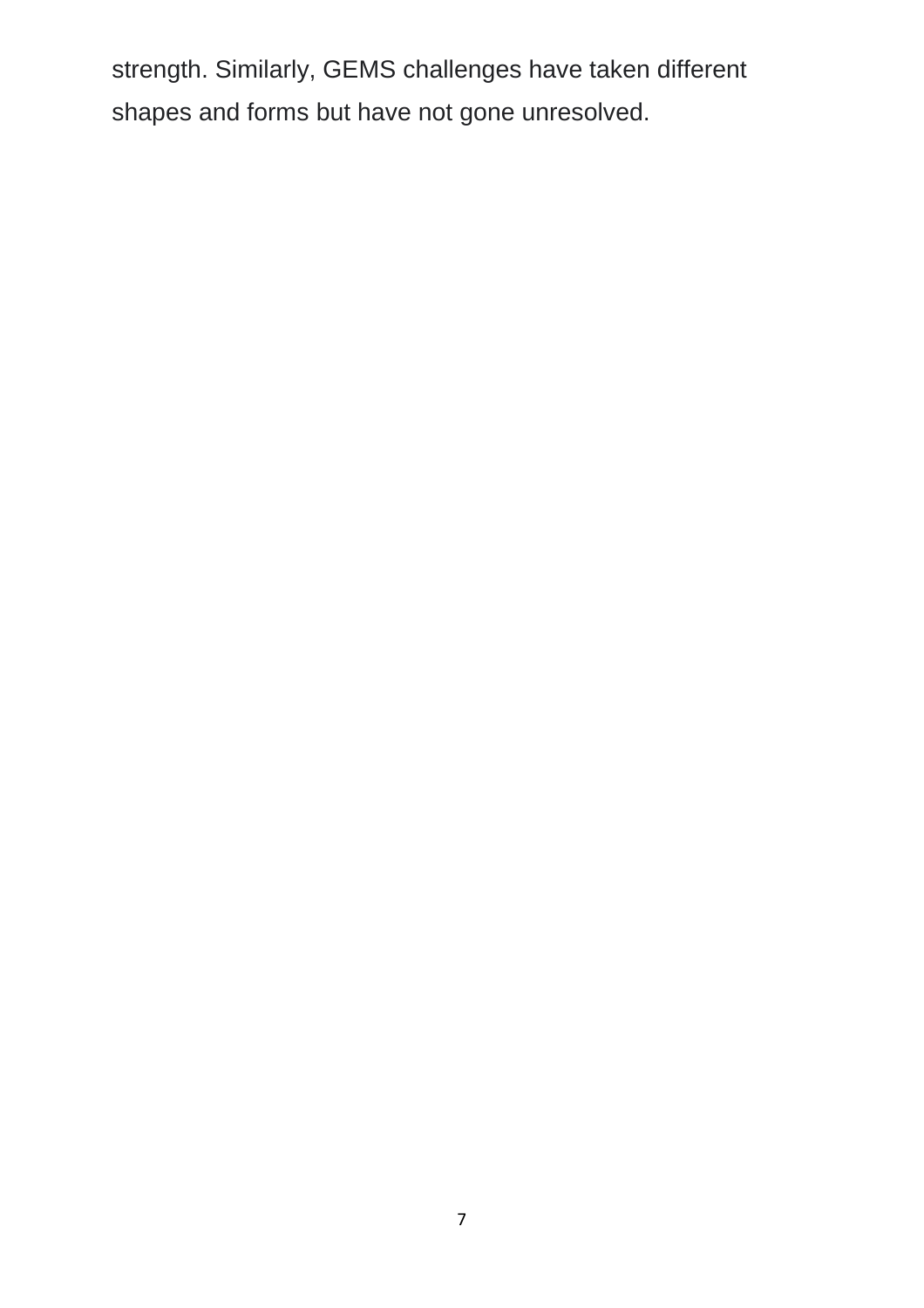strength. Similarly, GEMS challenges have taken different shapes and forms but have not gone unresolved.